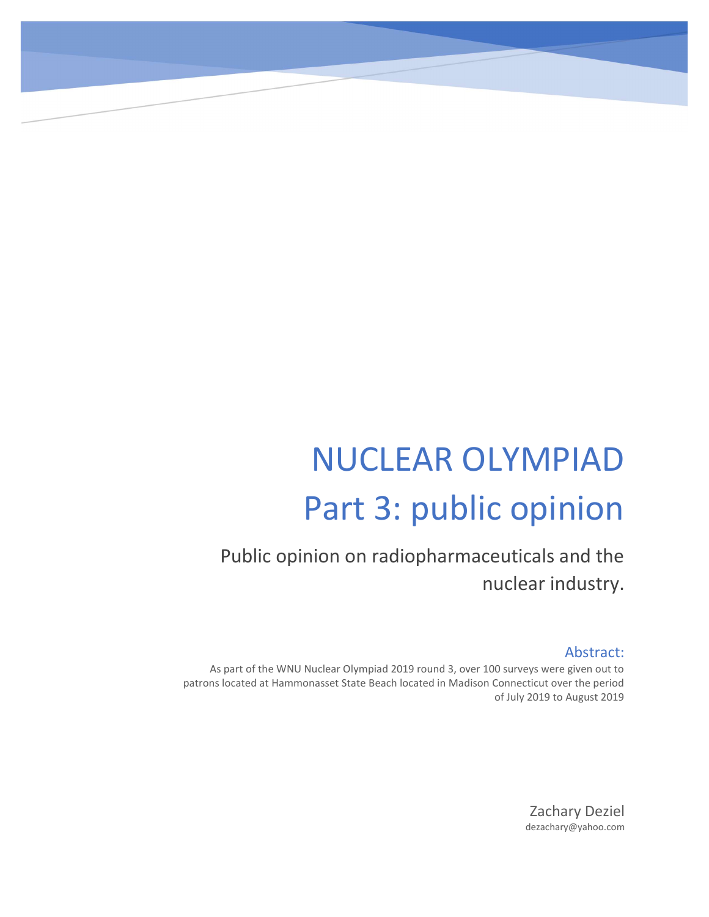# NUCLEAR OLYMPIAD
# Part 3: public opinion

## Public opinion on radiopharmaceuticals and the nuclear industry.

### Abstract:

As part of the WNU Nuclear Olympiad 2019 round 3, over 100 surveys were given out to patrons located at Hammonasset State Beach located in Madison Connecticut over the period of July 2019 to August 2019

Zachary Deziel

dezachary@yahoo.com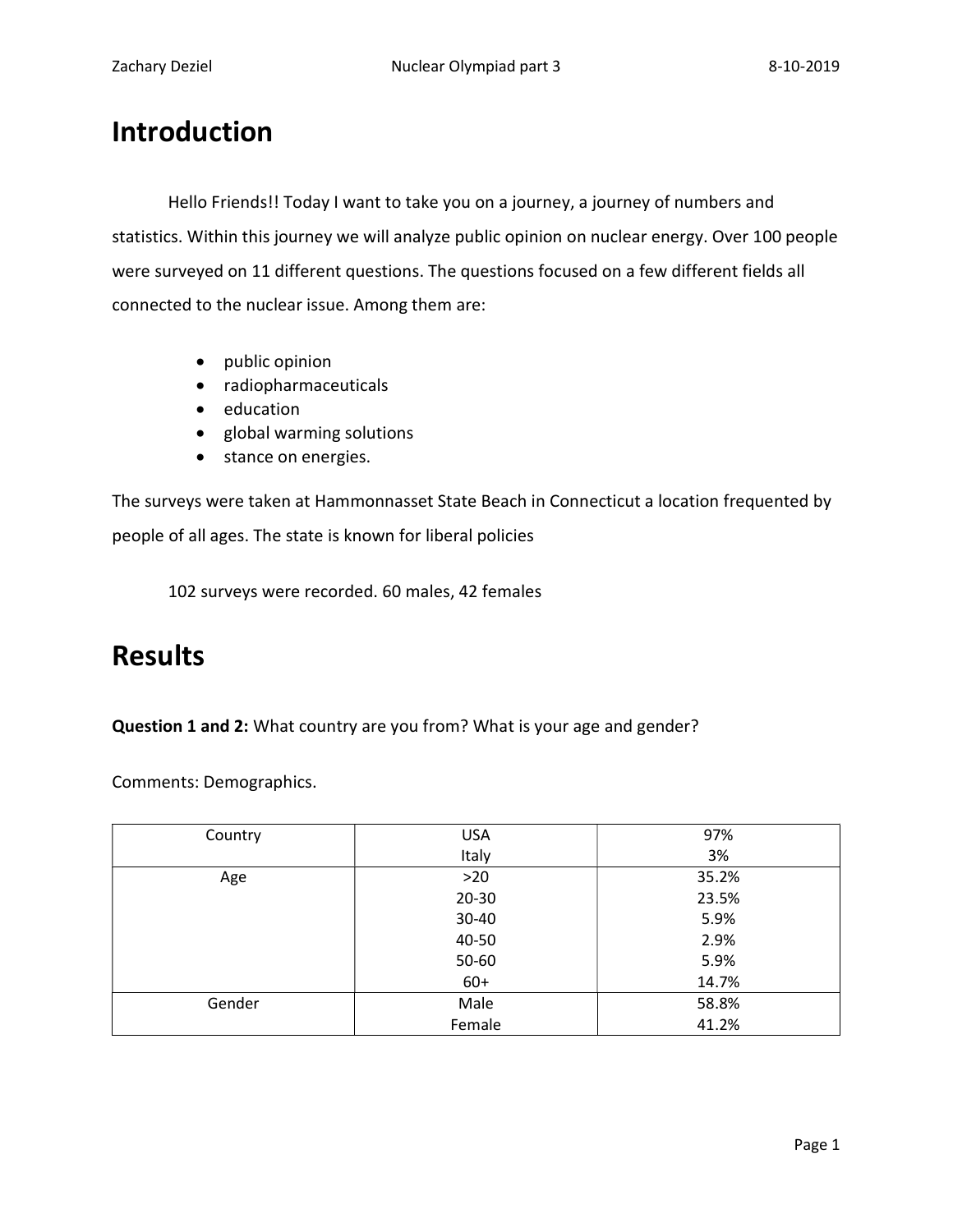# Introduction

Hello Friends!! Today I want to take you on a journey, a journey of numbers and statistics. Within this journey we will analyze public opinion on nuclear energy. Over 100 people were surveyed on 11 different questions. The questions focused on a few different fields all connected to the nuclear issue. Among them are:

- public opinion
- radiopharmaceuticals
- education
- global warming solutions
- stance on energies.

The surveys were taken at Hammonnasset State Beach in Connecticut a location frequented by people of all ages. The state is known for liberal policies

102 surveys were recorded. 60 males, 42 females

# Results

**Question 1 and 2:** What country are you from? What is your age and gender?

Comments: Demographics.

| | | |
|---|---|---|
| Country | USA | 97% |
| | Italy | 3% |
| Age | >20 | 35.2% |
| | 20-30 | 23.5% |
| | 30-40 | 5.9% |
| | 40-50 | 2.9% |
| | 50-60 | 5.9% |
| | 60+ | 14.7% |
| Gender | Male | 58.8% |
| | Female | 41.2% |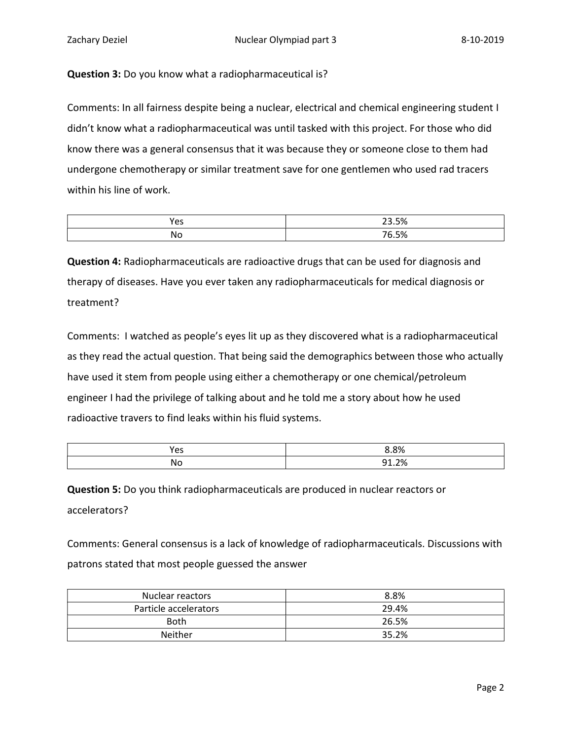**Question 3:** Do you know what a radiopharmaceutical is?

Comments: In all fairness despite being a nuclear, electrical and chemical engineering student I didn't know what a radiopharmaceutical was until tasked with this project. For those who did know there was a general consensus that it was because they or someone close to them had undergone chemotherapy or similar treatment save for one gentlemen who used rad tracers within his line of work.

| Yes | 23.5% |
|---|---|
| No | 76.5% |

**Question 4:** Radiopharmaceuticals are radioactive drugs that can be used for diagnosis and therapy of diseases. Have you ever taken any radiopharmaceuticals for medical diagnosis or treatment?

Comments: I watched as people's eyes lit up as they discovered what is a radiopharmaceutical as they read the actual question. That being said the demographics between those who actually have used it stem from people using either a chemotherapy or one chemical/petroleum engineer I had the privilege of talking about and he told me a story about how he used radioactive travers to find leaks within his fluid systems.

| Yes | 8.8% |
|---|---|
| No | 91.2% |

**Question 5:** Do you think radiopharmaceuticals are produced in nuclear reactors or accelerators?

Comments: General consensus is a lack of knowledge of radiopharmaceuticals. Discussions with patrons stated that most people guessed the answer

| Nuclear reactors | 8.8% |
|---|---|
| Particle accelerators | 29.4% |
| Both | 26.5% |
| Neither | 35.2% |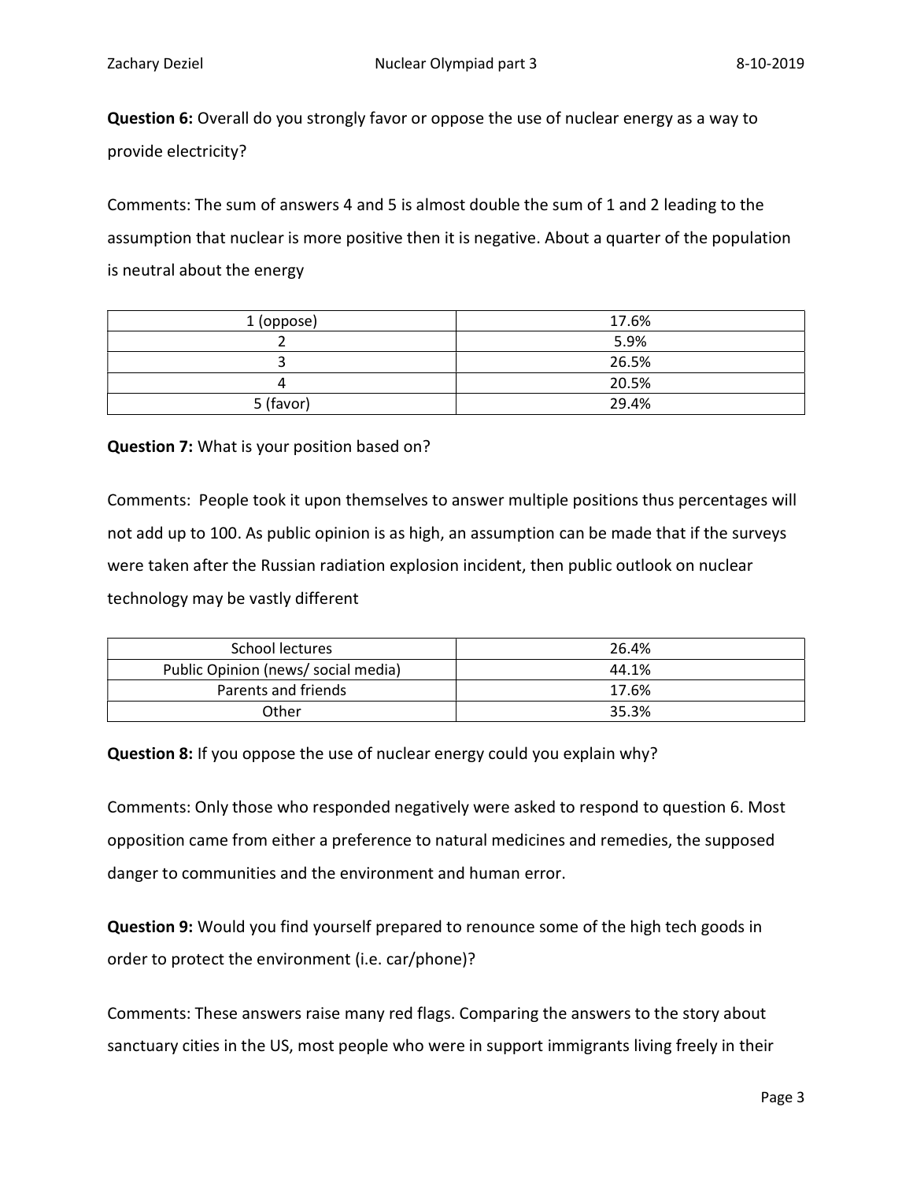**Question 6:** Overall do you strongly favor or oppose the use of nuclear energy as a way to provide electricity?

Comments: The sum of answers 4 and 5 is almost double the sum of 1 and 2 leading to the assumption that nuclear is more positive then it is negative. About a quarter of the population is neutral about the energy

| 1 (oppose) | 17.6% |
|---|---|
| 2 | 5.9% |
| 3 | 26.5% |
| 4 | 20.5% |
| 5 (favor) | 29.4% |

**Question 7:** What is your position based on?

Comments: People took it upon themselves to answer multiple positions thus percentages will not add up to 100. As public opinion is as high, an assumption can be made that if the surveys were taken after the Russian radiation explosion incident, then public outlook on nuclear technology may be vastly different

| School lectures | 26.4% |
|---|---|
| Public Opinion (news/ social media) | 44.1% |
| Parents and friends | 17.6% |
| Other | 35.3% |

**Question 8:** If you oppose the use of nuclear energy could you explain why?

Comments: Only those who responded negatively were asked to respond to question 6. Most opposition came from either a preference to natural medicines and remedies, the supposed danger to communities and the environment and human error.

**Question 9:** Would you find yourself prepared to renounce some of the high tech goods in order to protect the environment (i.e. car/phone)?

Comments: These answers raise many red flags. Comparing the answers to the story about sanctuary cities in the US, most people who were in support immigrants living freely in their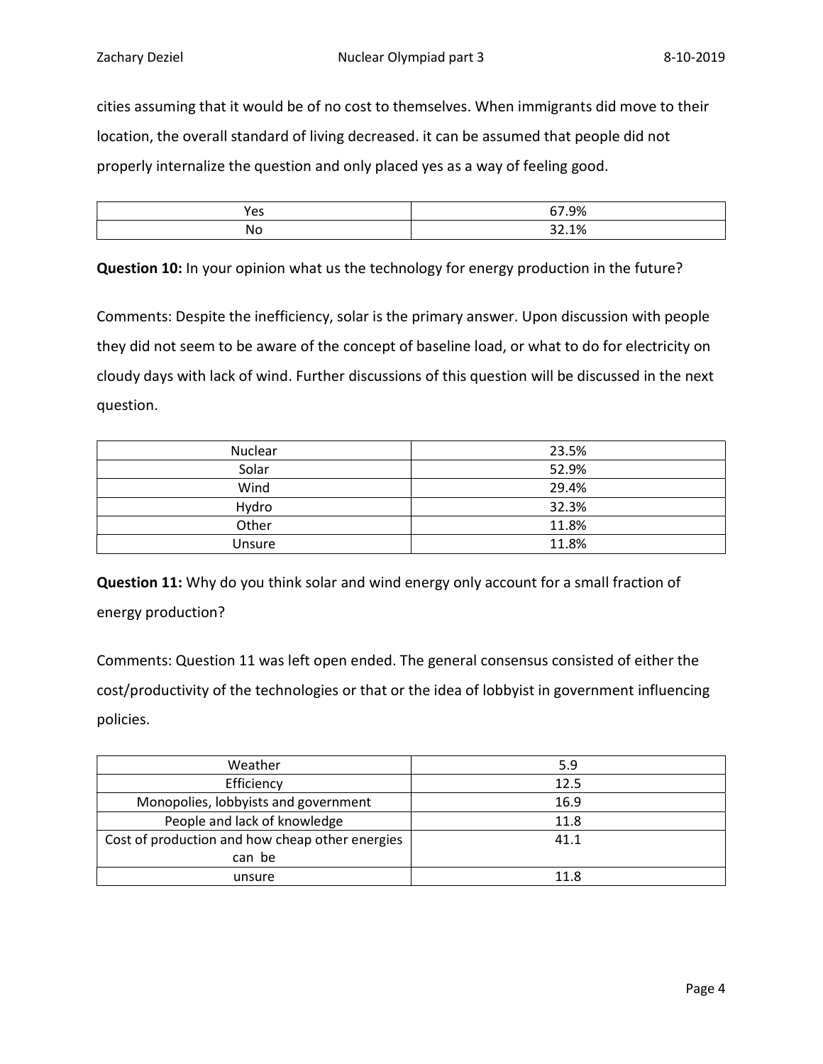cities assuming that it would be of no cost to themselves. When immigrants did move to their location, the overall standard of living decreased. it can be assumed that people did not properly internalize the question and only placed yes as a way of feeling good.

| Yes | 67.9% |
|---|---|
| No | 32.1% |

**Question 10:** In your opinion what us the technology for energy production in the future?

Comments: Despite the inefficiency, solar is the primary answer. Upon discussion with people they did not seem to be aware of the concept of baseline load, or what to do for electricity on cloudy days with lack of wind. Further discussions of this question will be discussed in the next question.

| Nuclear | 23.5% |
|---|---|
| Solar | 52.9% |
| Wind | 29.4% |
| Hydro | 32.3% |
| Other | 11.8% |
| Unsure | 11.8% |

**Question 11:** Why do you think solar and wind energy only account for a small fraction of energy production?

Comments: Question 11 was left open ended. The general consensus consisted of either the cost/productivity of the technologies or that or the idea of lobbyist in government influencing policies.

| Weather | 5.9 |
|---|---|
| Efficiency | 12.5 |
| Monopolies, lobbyists and government | 16.9 |
| People and lack of knowledge | 11.8 |
| Cost of production and how cheap other energies can be | 41.1 |
| unsure | 11.8 |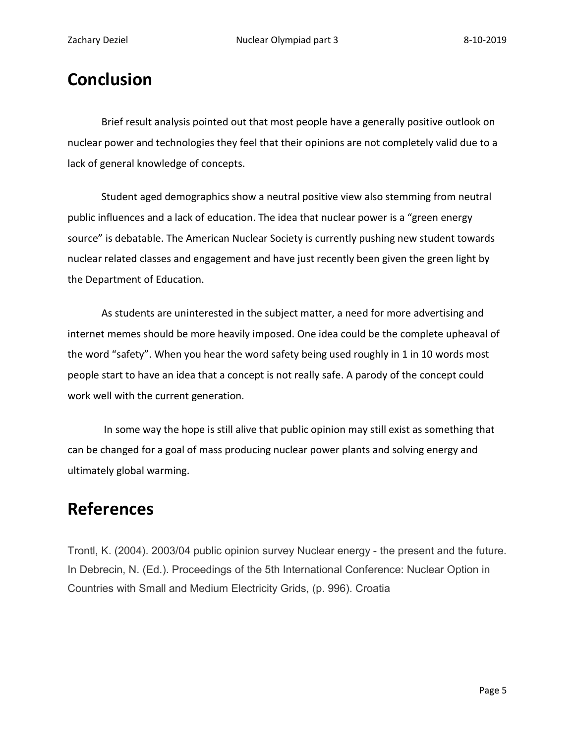# Conclusion

Brief result analysis pointed out that most people have a generally positive outlook on nuclear power and technologies they feel that their opinions are not completely valid due to a lack of general knowledge of concepts.

Student aged demographics show a neutral positive view also stemming from neutral public influences and a lack of education. The idea that nuclear power is a "green energy source" is debatable. The American Nuclear Society is currently pushing new student towards nuclear related classes and engagement and have just recently been given the green light by the Department of Education.

As students are uninterested in the subject matter, a need for more advertising and internet memes should be more heavily imposed. One idea could be the complete upheaval of the word "safety". When you hear the word safety being used roughly in 1 in 10 words most people start to have an idea that a concept is not really safe. A parody of the concept could work well with the current generation.

In some way the hope is still alive that public opinion may still exist as something that can be changed for a goal of mass producing nuclear power plants and solving energy and ultimately global warming.

# References

Trontl, K. (2004). 2003/04 public opinion survey Nuclear energy - the present and the future. In Debrecin, N. (Ed.). Proceedings of the 5th International Conference: Nuclear Option in Countries with Small and Medium Electricity Grids, (p. 996). Croatia